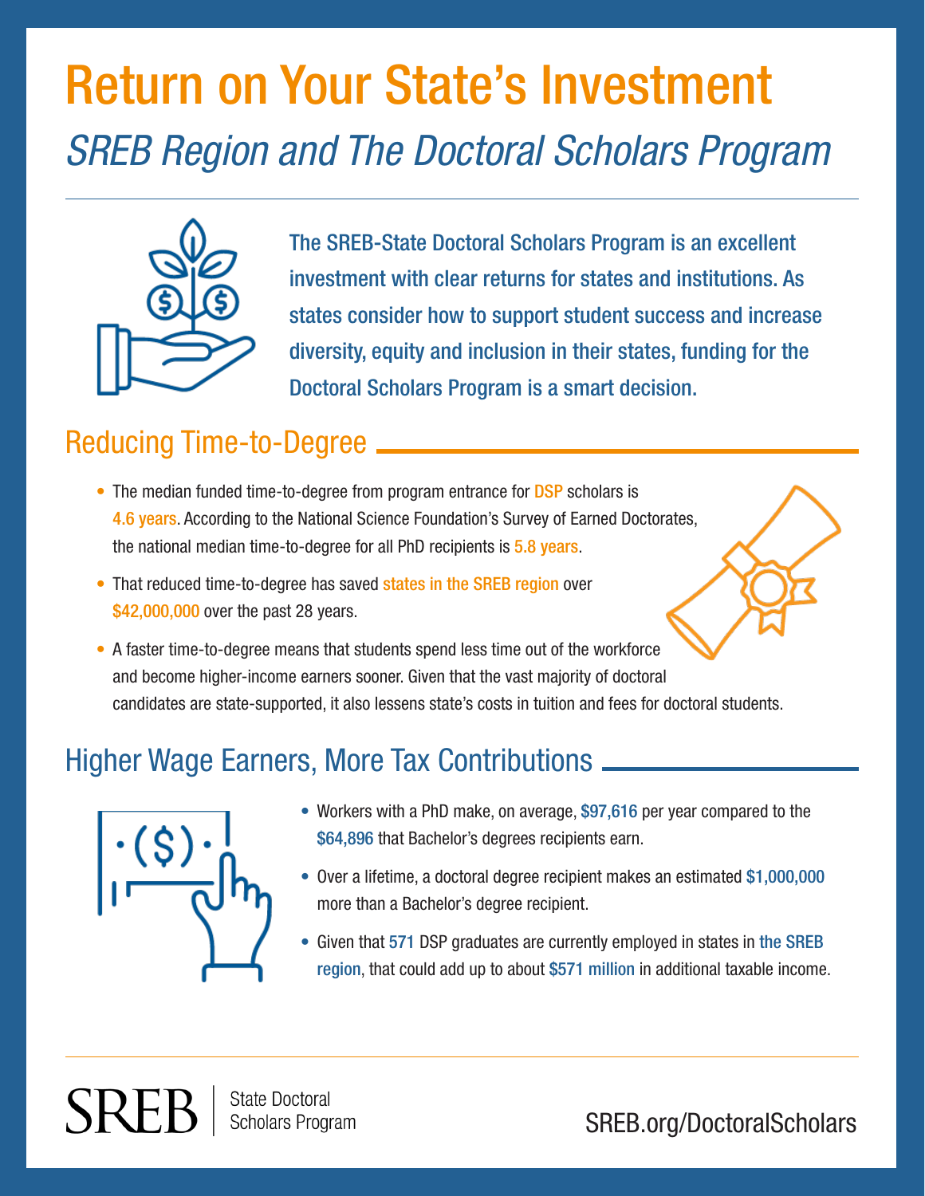# Return on Your State's Investment

## *SREB Region and The Doctoral Scholars Program*

**The SREB-State Doctoral Scholars Program is an excellent investment with clear returns for states and institutions. As states consider how to support student success and increase diversity, equity and inclusion in their states, funding for the Doctoral Scholars Program is a smart decision.**

## Reducing Time-to-Degree

- The median funded time-to-degree from program entrance for DSP scholars is 4.6 years. According to the National Science Foundation's Survey of Earned Doctorates, the national median time-to-degree for all PhD recipients is 5.8 years.
- That reduced time-to-degree has saved states in the SREB region over $42,000,000 over the past 28 years.
- A faster time-to-degree means that students spend less time out of the workforce and become higher-income earners sooner. Given that the vast majority of doctoral candidates are state-supported, it also lessens state's costs in tuition and fees for doctoral students.

## Higher Wage Earners, More Tax Contributions

- Workers with a PhD make, on average, $97,616 per year compared to the $64,896 that Bachelor's degrees recipients earn.
- Over a lifetime, a doctoral degree recipient makes an estimated $1,000,000 more than a Bachelor's degree recipient.
- Given that 571 DSP graduates are currently employed in states in the SREB region, that could add up to about $571 million in additional taxable income.

SREB | State Doctoral Scholars Program

SREB.org/DoctoralScholars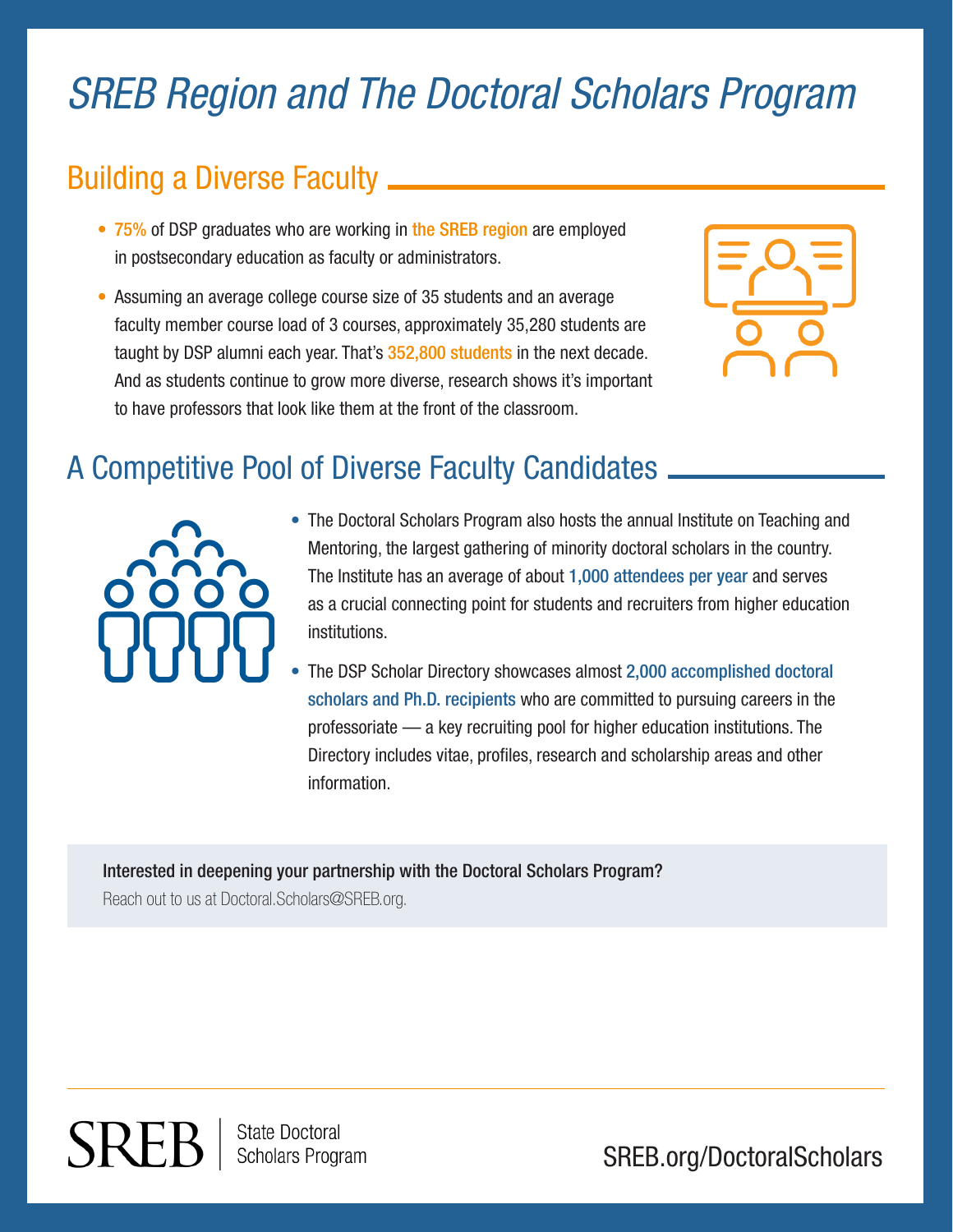# SREB Region and The Doctoral Scholars Program

## Building a Diverse Faculty

- 75% of DSP graduates who are working in the SREB region are employed in postsecondary education as faculty or administrators.
- Assuming an average college course size of 35 students and an average faculty member course load of 3 courses, approximately 35,280 students are taught by DSP alumni each year. That's 352,800 students in the next decade. And as students continue to grow more diverse, research shows it's important to have professors that look like them at the front of the classroom.

## A Competitive Pool of Diverse Faculty Candidates

- The Doctoral Scholars Program also hosts the annual Institute on Teaching and Mentoring, the largest gathering of minority doctoral scholars in the country. The Institute has an average of about 1,000 attendees per year and serves as a crucial connecting point for students and recruiters from higher education institutions.
- The DSP Scholar Directory showcases almost 2,000 accomplished doctoral scholars and Ph.D. recipients who are committed to pursuing careers in the professoriate — a key recruiting pool for higher education institutions. The Directory includes vitae, profiles, research and scholarship areas and other information.

**Interested in deepening your partnership with the Doctoral Scholars Program?**

Reach out to us at Doctoral.Scholars@SREB.org.

SREB | State Doctoral Scholars Program

SREB.org/DoctoralScholars